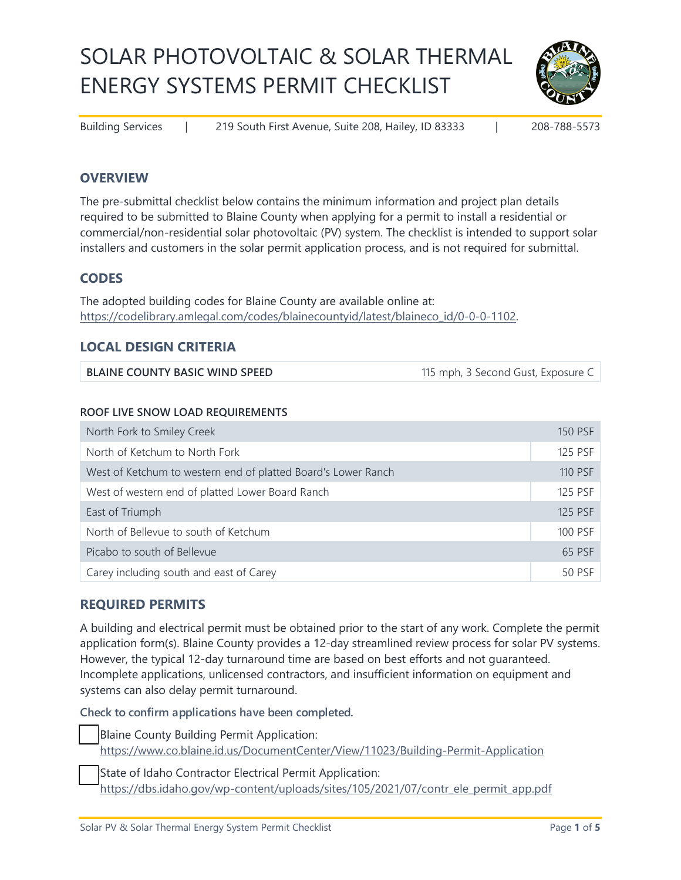# SOLAR PHOTOVOLTAIC & SOLAR THERMAL ENERGY SYSTEMS PERMIT CHECKLIST

Building Services | 219 South First Avenue, Suite 208, Hailey, ID 83333 | 208-788-5573

## OVERVIEW

The pre-submittal checklist below contains the minimum information and project plan details required to be submitted to Blaine County when applying for a permit to install a residential or commercial/non-residential solar photovoltaic (PV) system. The checklist is intended to support solar installers and customers in the solar permit application process, and is not required for submittal.

## CODES

The adopted building codes for Blaine County are available online at: https://codelibrary.amlegal.com/codes/blainecountyid/latest/blaineco_id/0-0-0-1102.

## LOCAL DESIGN CRITERIA

| BLAINE COUNTY BASIC WIND SPEED | 115 mph, 3 Second Gust, Exposure C |
|---|---|

**ROOF LIVE SNOW LOAD REQUIREMENTS**

| Location | Load |
|---|---|
| North Fork to Smiley Creek | 150 PSF |
| North of Ketchum to North Fork | 125 PSF |
| West of Ketchum to western end of platted Board's Lower Ranch | 110 PSF |
| West of western end of platted Lower Board Ranch | 125 PSF |
| East of Triumph | 125 PSF |
| North of Bellevue to south of Ketchum | 100 PSF |
| Picabo to south of Bellevue | 65 PSF |
| Carey including south and east of Carey | 50 PSF |

## REQUIRED PERMITS

A building and electrical permit must be obtained prior to the start of any work. Complete the permit application form(s). Blaine County provides a 12-day streamlined review process for solar PV systems. However, the typical 12-day turnaround time are based on best efforts and not guaranteed. Incomplete applications, unlicensed contractors, and insufficient information on equipment and systems can also delay permit turnaround.

**Check to confirm applications have been completed.**

- ☐ Blaine County Building Permit Application: https://www.co.blaine.id.us/DocumentCenter/View/11023/Building-Permit-Application
- ☐ State of Idaho Contractor Electrical Permit Application: https://dbs.idaho.gov/wp-content/uploads/sites/105/2021/07/contr_ele_permit_app.pdf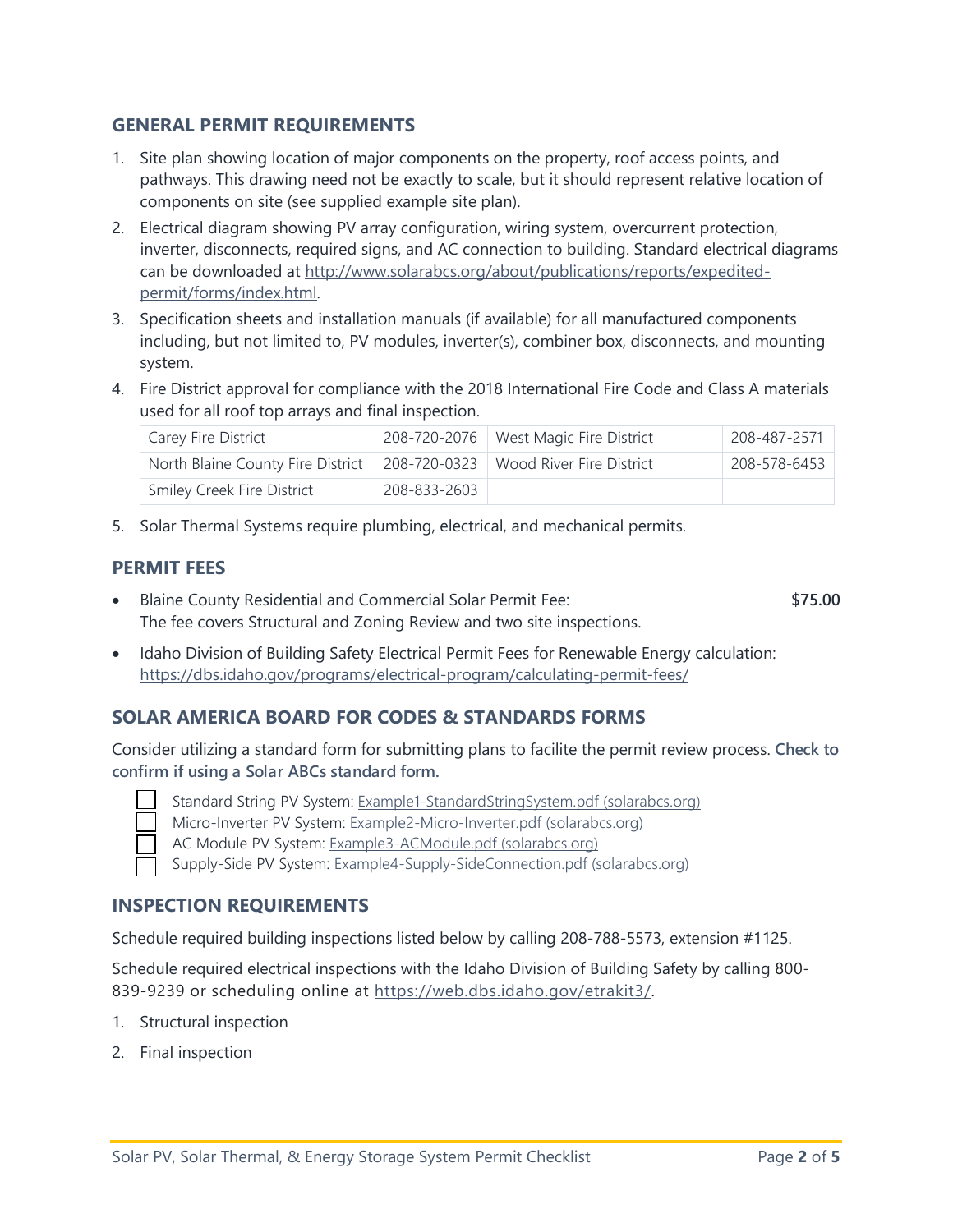## GENERAL PERMIT REQUIREMENTS

1. Site plan showing location of major components on the property, roof access points, and pathways. This drawing need not be exactly to scale, but it should represent relative location of components on site (see supplied example site plan).
2. Electrical diagram showing PV array configuration, wiring system, overcurrent protection, inverter, disconnects, required signs, and AC connection to building. Standard electrical diagrams can be downloaded at http://www.solarabcs.org/about/publications/reports/expedited-permit/forms/index.html.
3. Specification sheets and installation manuals (if available) for all manufactured components including, but not limited to, PV modules, inverter(s), combiner box, disconnects, and mounting system.
4. Fire District approval for compliance with the 2018 International Fire Code and Class A materials used for all roof top arrays and final inspection.

| Carey Fire District | 208-720-2076 | West Magic Fire District | 208-487-2571 |
|---|---|---|---|
| North Blaine County Fire District | 208-720-0323 | Wood River Fire District | 208-578-6453 |
| Smiley Creek Fire District | 208-833-2603 | | |

5. Solar Thermal Systems require plumbing, electrical, and mechanical permits.

## PERMIT FEES

- Blaine County Residential and Commercial Solar Permit Fee: **$75.00**
  The fee covers Structural and Zoning Review and two site inspections.
- Idaho Division of Building Safety Electrical Permit Fees for Renewable Energy calculation: https://dbs.idaho.gov/programs/electrical-program/calculating-permit-fees/

## SOLAR AMERICA BOARD FOR CODES & STANDARDS FORMS

Consider utilizing a standard form for submitting plans to facilite the permit review process. **Check to confirm if using a Solar ABCs standard form.**

- [ ] Standard String PV System: Example1-StandardStringSystem.pdf (solarabcs.org)
- [ ] Micro-Inverter PV System: Example2-Micro-Inverter.pdf (solarabcs.org)
- [ ] AC Module PV System: Example3-ACModule.pdf (solarabcs.org)
- [ ] Supply-Side PV System: Example4-Supply-SideConnection.pdf (solarabcs.org)

## INSPECTION REQUIREMENTS

Schedule required building inspections listed below by calling 208-788-5573, extension #1125.

Schedule required electrical inspections with the Idaho Division of Building Safety by calling 800-839-9239 or scheduling online at https://web.dbs.idaho.gov/etrakit3/.

1. Structural inspection
2. Final inspection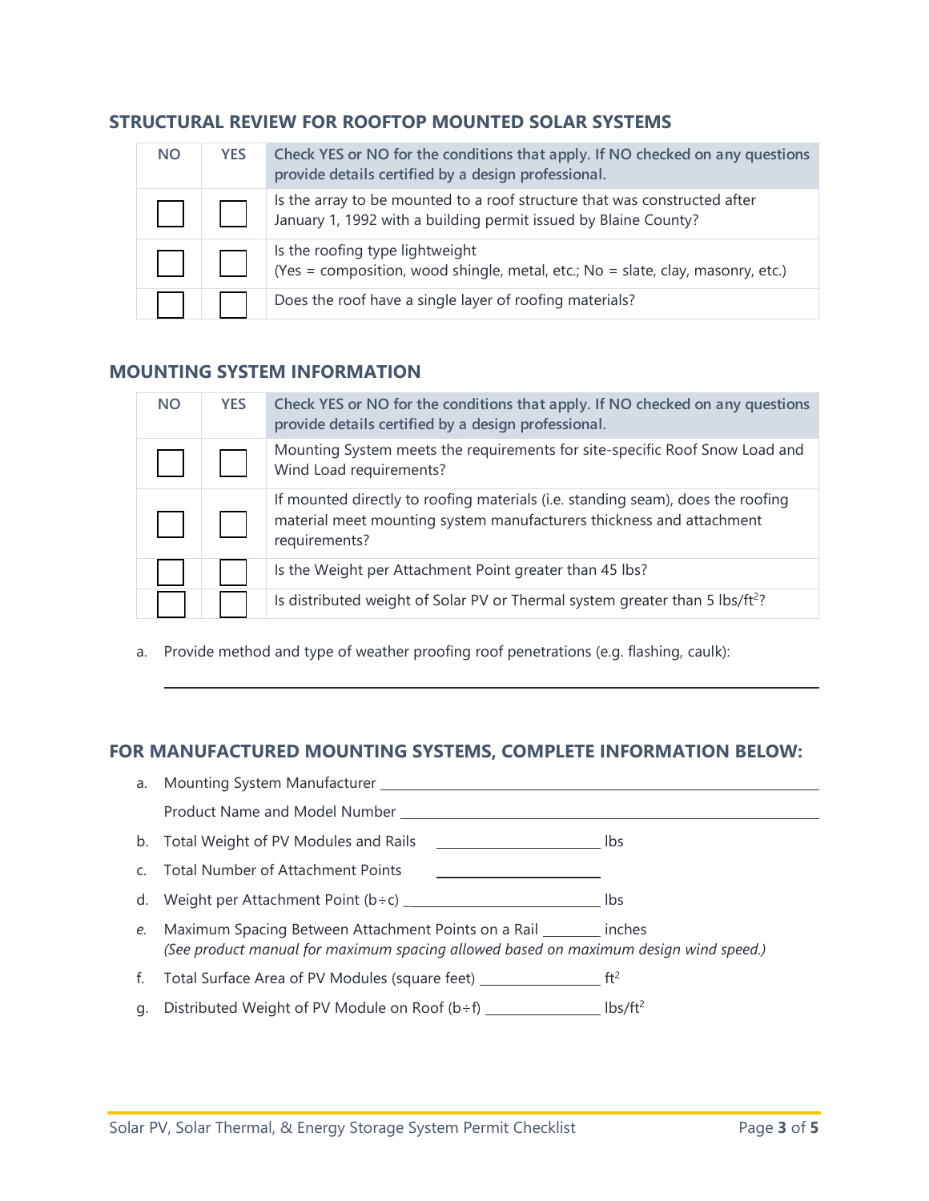## STRUCTURAL REVIEW FOR ROOFTOP MOUNTED SOLAR SYSTEMS

| NO | YES | Check YES or NO for the conditions that apply. If NO checked on any questions provide details certified by a design professional. |
|---|---|---|
| ☐ | ☐ | Is the array to be mounted to a roof structure that was constructed after January 1, 1992 with a building permit issued by Blaine County? |
| ☐ | ☐ | Is the roofing type lightweight (Yes = composition, wood shingle, metal, etc.; No = slate, clay, masonry, etc.) |
| ☐ | ☐ | Does the roof have a single layer of roofing materials? |

## MOUNTING SYSTEM INFORMATION

| NO | YES | Check YES or NO for the conditions that apply. If NO checked on any questions provide details certified by a design professional. |
|---|---|---|
| ☐ | ☐ | Mounting System meets the requirements for site-specific Roof Snow Load and Wind Load requirements? |
| ☐ | ☐ | If mounted directly to roofing materials (i.e. standing seam), does the roofing material meet mounting system manufacturers thickness and attachment requirements? |
| ☐ | ☐ | Is the Weight per Attachment Point greater than 45 lbs? |
| ☐ | ☐ | Is distributed weight of Solar PV or Thermal system greater than 5 lbs/ft$^2$? |

a. Provide method and type of weather proofing roof penetrations (e.g. flashing, caulk):

______________________________________________

## FOR MANUFACTURED MOUNTING SYSTEMS, COMPLETE INFORMATION BELOW:

a. Mounting System Manufacturer ______________________________

   Product Name and Model Number ______________________________

b. Total Weight of PV Modules and Rails ____________ lbs

c. Total Number of Attachment Points ____________

d. Weight per Attachment Point (b÷c) ____________ lbs

*e.* Maximum Spacing Between Attachment Points on a Rail ________ inches
*(See product manual for maximum spacing allowed based on maximum design wind speed.)*

f. Total Surface Area of PV Modules (square feet) ____________ ft$^2$

g. Distributed Weight of PV Module on Roof (b÷f) ____________ lbs/ft$^2$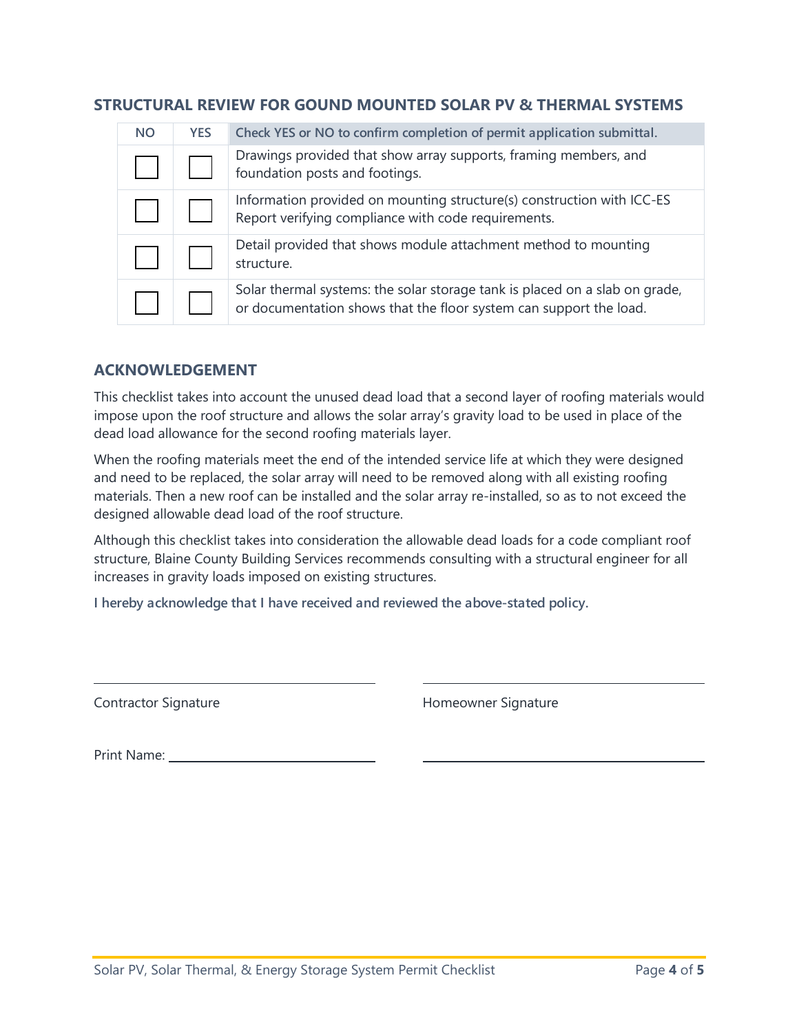## STRUCTURAL REVIEW FOR GOUND MOUNTED SOLAR PV & THERMAL SYSTEMS

| NO | YES | Check YES or NO to confirm completion of permit application submittal. |
|---|---|---|
| ☐ | ☐ | Drawings provided that show array supports, framing members, and foundation posts and footings. |
| ☐ | ☐ | Information provided on mounting structure(s) construction with ICC-ES Report verifying compliance with code requirements. |
| ☐ | ☐ | Detail provided that shows module attachment method to mounting structure. |
| ☐ | ☐ | Solar thermal systems: the solar storage tank is placed on a slab on grade, or documentation shows that the floor system can support the load. |

## ACKNOWLEDGEMENT

This checklist takes into account the unused dead load that a second layer of roofing materials would impose upon the roof structure and allows the solar array's gravity load to be used in place of the dead load allowance for the second roofing materials layer.

When the roofing materials meet the end of the intended service life at which they were designed and need to be replaced, the solar array will need to be removed along with all existing roofing materials. Then a new roof can be installed and the solar array re-installed, so as to not exceed the designed allowable dead load of the roof structure.

Although this checklist takes into consideration the allowable dead loads for a code compliant roof structure, Blaine County Building Services recommends consulting with a structural engineer for all increases in gravity loads imposed on existing structures.

**I hereby acknowledge that I have received and reviewed the above-stated policy.**

_______________________________ Contractor Signature

_______________________________ Homeowner Signature

Print Name: _______________________________

_______________________________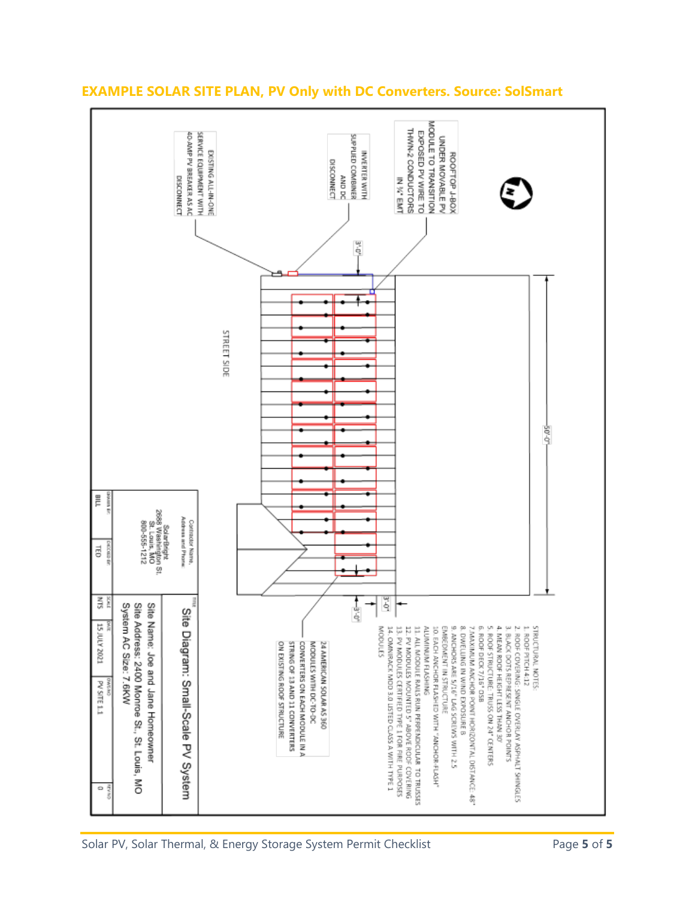## EXAMPLE SOLAR SITE PLAN, PV Only with DC Converters. Source: SolSmart

ROOFTOP J-BOX UNDER MOVABLE PV MODULE TO TRANSITION EXPOSED PV WIRE TO THWN-2 CONDUCTORS IN ¾" EMT

INVERTER WITH SUPPLIED COMBINER AND DC DISCONNECT

EXISTING ALL-IN-ONE SERVICE EQUIPMENT WITH 40-AMP PV BREAKER AS AC DISCONNECT

3'-0"

50'-0"

STREET SIDE

3'-0"

3'-0"

24 AMERICAN SOLAR AS 360 MODULES WITH DC-TO-DC CONVERTERS ON EACH MODULE IN A STRING OF 13 AND 11 CONVERTERS ON EXISTING ROOF STRUCTURE

STRUCTURAL NOTES:

1. ROOF PITCH 4:12
2. ROOF COVERING: SINGLE OVERLAY ASPHALT SHINGLES
3. BLACK DOTS REPRESENT ANCHOR POINTS
4. MEAN ROOF HEIGHT LESS THAN 30'
5. ROOF STRUCTURE: TRUSS ON 24" CENTERS
6. ROOF DECK 7/16" OSB
7. MAXIMUM ANCHOR POINT HORIZONTAL DISTANCE: 48"
8. DWELLING IN WIND EXPOSURE B
9. ANCHORS ARE 5/16" LAG SCREWS WITH 2.5 EMBEDMENT IN STRUCTURE
10. EACH ANCHOR FLASHED WITH "ANCHOR-FLASH" ALUMINUM FLASHING
11. ALL MODULE RAILS RUN PERPENDICULAR TO TRUSSES
12. PV MODULES MOUNTED 5" ABOVE ROOF COVERING
13. PV MODULES CERTIFIED TYPE 1 FOR FIRE PURPOSES
14. OMNIRACK MOD 3.0 LISTED CLASS A WITH TYPE 1 MODULES

| | | | |
|---|---|---|---|
| Contractor Name, Address and Phone: SolarBright 2688 Washington St. St. Louis, MO 800-555-1212 | | TITLE: Site Diagram: Small-Scale PV System<br>Site Name: Joe and Jane Homeowner<br>Site Address: 2400 Monroe St., St. Louis, MO<br>System AC Size: 7.6KW | |
| DRAWN BY: BILL | CHECKED BY: TED | SCALE: NTS | DATE: 15 JULY 2021 | DWG NO: PV SITE 1.1 | REV NO: 0 |